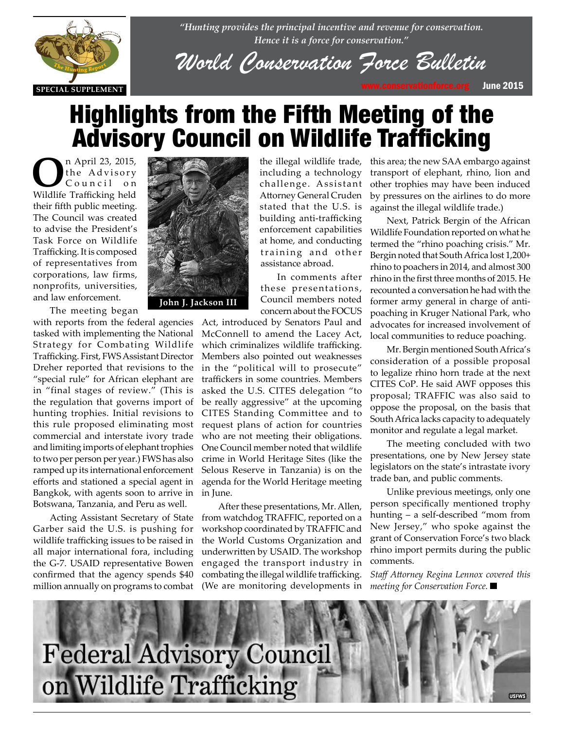*"Hunting provides the principal incentive and revenue for conservation. Hence it is a force for conservation."*

# World Conservation Force Bulletin

SPECIAL SUPPLEMENT

www.conservationforce.org June 2015

# Highlights from the Fifth Meeting of the Advisory Council on Wildlife Trafficking

On April 23, 2015, the Advisory Council on Wildlife Trafficking held their fifth public meeting. The Council was created to advise the President's Task Force on Wildlife Trafficking. It is composed of representatives from corporations, law firms, nonprofits, universities, and law enforcement.

John J. Jackson III

The meeting began with reports from the federal agencies tasked with implementing the National Strategy for Combating Wildlife Trafficking. First, FWS Assistant Director Dreher reported that revisions to the "special rule" for African elephant are in "final stages of review." (This is the regulation that governs import of hunting trophies. Initial revisions to this rule proposed eliminating most commercial and interstate ivory trade and limiting imports of elephant trophies to two per person per year.) FWS has also ramped up its international enforcement efforts and stationed a special agent in Bangkok, with agents soon to arrive in Botswana, Tanzania, and Peru as well.

Acting Assistant Secretary of State Garber said the U.S. is pushing for wildlife trafficking issues to be raised in all major international fora, including the G-7. USAID representative Bowen confirmed that the agency spends $40 million annually on programs to combat the illegal wildlife trade, including a technology challenge. Assistant Attorney General Cruden stated that the U.S. is building anti-trafficking enforcement capabilities at home, and conducting training and other assistance abroad.

In comments after these presentations, Council members noted concern about the FOCUS Act, introduced by Senators Paul and McConnell to amend the Lacey Act, which criminalizes wildlife trafficking. Members also pointed out weaknesses in the "political will to prosecute" traffickers in some countries. Members asked the U.S. CITES delegation "to be really aggressive" at the upcoming CITES Standing Committee and to request plans of action for countries who are not meeting their obligations. One Council member noted that wildlife crime in World Heritage Sites (like the Selous Reserve in Tanzania) is on the agenda for the World Heritage meeting in June.

After these presentations, Mr. Allen, from watchdog TRAFFIC, reported on a workshop coordinated by TRAFFIC and the World Customs Organization and underwritten by USAID. The workshop engaged the transport industry in combating the illegal wildlife trafficking. (We are monitoring developments in this area; the new SAA embargo against transport of elephant, rhino, lion and other trophies may have been induced by pressures on the airlines to do more against the illegal wildlife trade.)

Next, Patrick Bergin of the African Wildlife Foundation reported on what he termed the "rhino poaching crisis." Mr. Bergin noted that South Africa lost 1,200+ rhino to poachers in 2014, and almost 300 rhino in the first three months of 2015. He recounted a conversation he had with the former army general in charge of anti-poaching in Kruger National Park, who advocates for increased involvement of local communities to reduce poaching.

Mr. Bergin mentioned South Africa's consideration of a possible proposal to legalize rhino horn trade at the next CITES CoP. He said AWF opposes this proposal; TRAFFIC was also said to oppose the proposal, on the basis that South Africa lacks capacity to adequately monitor and regulate a legal market.

The meeting concluded with two presentations, one by New Jersey state legislators on the state's intrastate ivory trade ban, and public comments.

Unlike previous meetings, only one person specifically mentioned trophy hunting – a self-described "mom from New Jersey," who spoke against the grant of Conservation Force's two black rhino import permits during the public comments.

*Staff Attorney Regina Lennox covered this meeting for Conservation Force.* ■

Federal Advisory Council on Wildlife Trafficking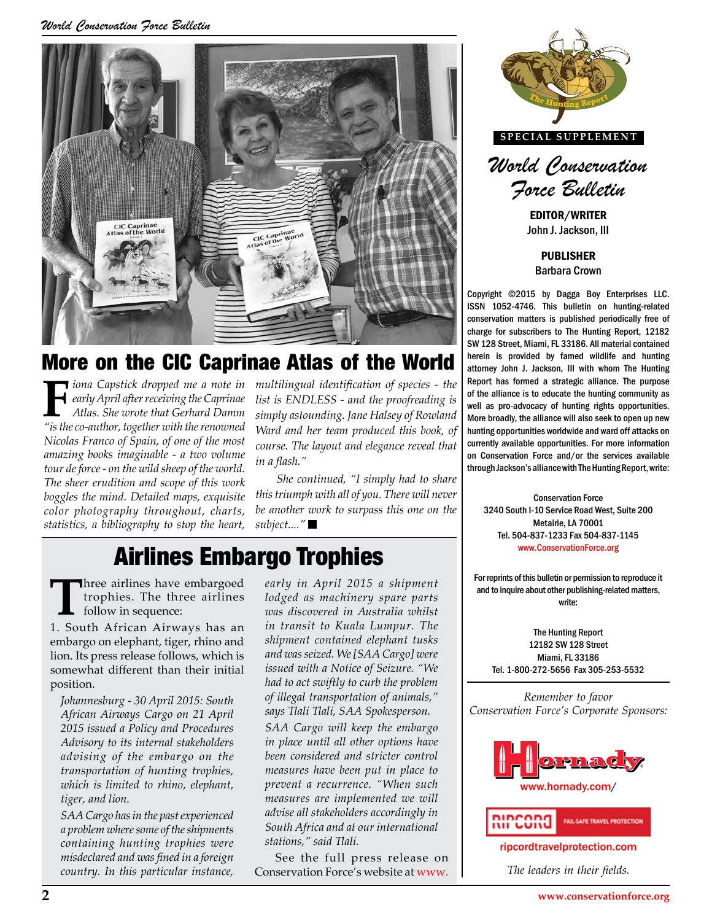## More on the CIC Caprinae Atlas of the World

*Fiona Capstick dropped me a note in early April after receiving the Caprinae Atlas. She wrote that Gerhard Damm "is the co-author, together with the renowned Nicolas Franco of Spain, of one of the most amazing books imaginable - a two volume tour de force - on the wild sheep of the world. The sheer erudition and scope of this work boggles the mind. Detailed maps, exquisite color photography throughout, charts, statistics, a bibliography to stop the heart, multilingual identification of species - the list is ENDLESS - and the proofreading is simply astounding. Jane Halsey of Rowland Ward and her team produced this book, of course. The layout and elegance reveal that in a flash."*

*She continued, "I simply had to share this triumph with all of you. There will never be another work to surpass this one on the subject...."* ■

## Airlines Embargo Trophies

Three airlines have embargoed trophies. The three airlines follow in sequence:

1. South African Airways has an embargo on elephant, tiger, rhino and lion. Its press release follows, which is somewhat different than their initial position.

*Johannesburg - 30 April 2015: South African Airways Cargo on 21 April 2015 issued a Policy and Procedures Advisory to its internal stakeholders advising of the embargo on the transportation of hunting trophies, which is limited to rhino, elephant, tiger, and lion.*

*SAA Cargo has in the past experienced a problem where some of the shipments containing hunting trophies were misdeclared and was fined in a foreign country. In this particular instance, early in April 2015 a shipment lodged as machinery spare parts was discovered in Australia whilst in transit to Kuala Lumpur. The shipment contained elephant tusks and was seized. We [SAA Cargo] were issued with a Notice of Seizure. "We had to act swiftly to curb the problem of illegal transportation of animals," says Tlali Tlali, SAA Spokesperson.*

*SAA Cargo will keep the embargo in place until all other options have been considered and stricter control measures have been put in place to prevent a recurrence. "When such measures are implemented we will advise all stakeholders accordingly in South Africa and at our international stations," said Tlali.*

See the full press release on Conservation Force's website at www.

---

SPECIAL SUPPLEMENT

*World Conservation Force Bulletin*

**EDITOR/WRITER**
John J. Jackson, III

**PUBLISHER**
Barbara Crown

Copyright ©2015 by Dagga Boy Enterprises LLC. ISSN 1052-4746. This bulletin on hunting-related conservation matters is published periodically free of charge for subscribers to The Hunting Report, 12182 SW 128 Street, Miami, FL 33186. All material contained herein is provided by famed wildlife and hunting attorney John J. Jackson, III with whom The Hunting Report has formed a strategic alliance. The purpose of the alliance is to educate the hunting community as well as pro-advocacy of hunting rights opportunities. More broadly, the alliance will also seek to open up new hunting opportunities worldwide and ward off attacks on currently available opportunities. For more information on Conservation Force and/or the services available through Jackson's alliance with The Hunting Report, write:

Conservation Force
3240 South I-10 Service Road West, Suite 200
Metairie, LA 70001
Tel. 504-837-1233 Fax 504-837-1145
www.ConservationForce.org

For reprints of this bulletin or permission to reproduce it and to inquire about other publishing-related matters, write:

The Hunting Report
12182 SW 128 Street
Miami, FL 33186
Tel. 1-800-272-5656 Fax 305-253-5532

*Remember to favor Conservation Force's Corporate Sponsors:*

www.hornady.com/

ripcordtravelprotection.com

*The leaders in their fields.*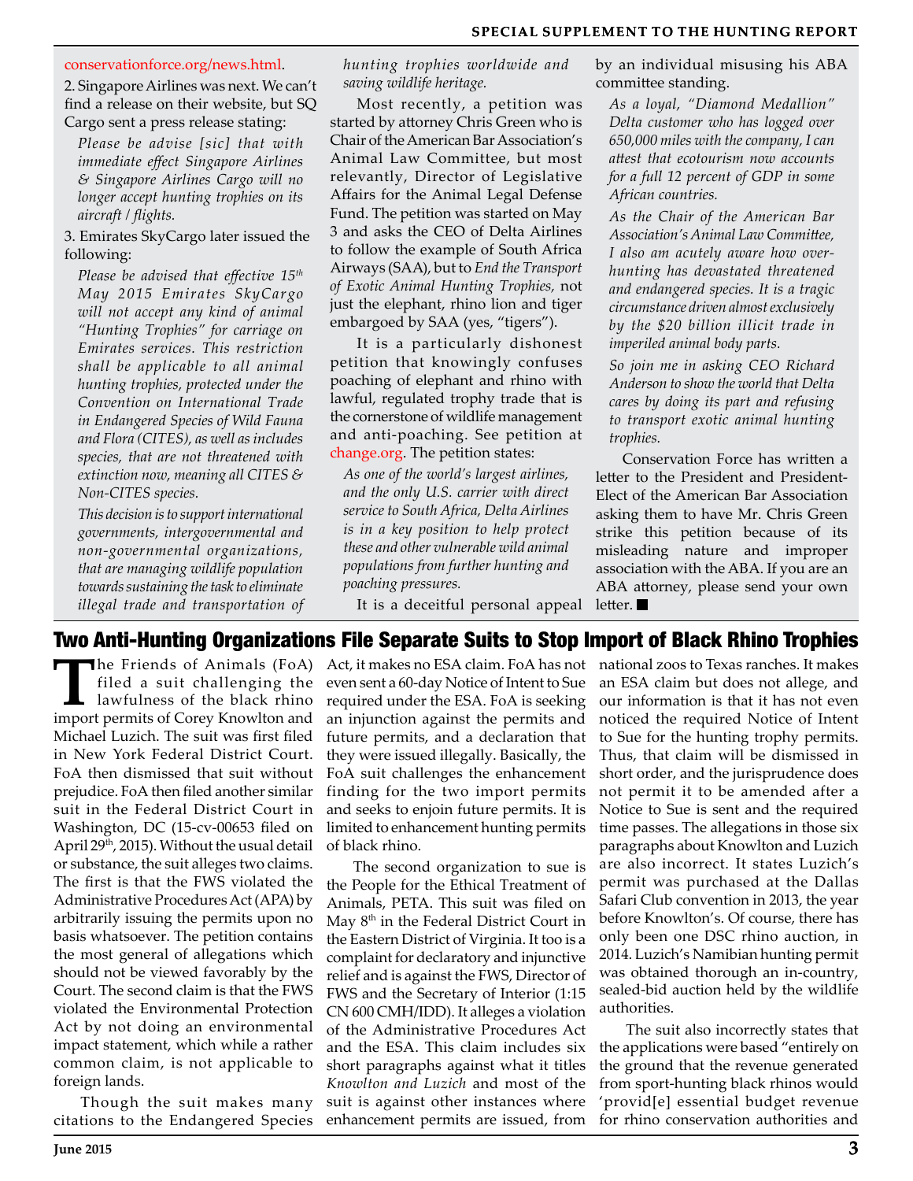conservationforce.org/news.html.

2. Singapore Airlines was next. We can't find a release on their website, but SQ Cargo sent a press release stating:

> *Please be advise [sic] that with immediate effect Singapore Airlines & Singapore Airlines Cargo will no longer accept hunting trophies on its aircraft / flights.*

3. Emirates SkyCargo later issued the following:

> *Please be advised that effective 15th May 2015 Emirates SkyCargo will not accept any kind of animal "Hunting Trophies" for carriage on Emirates services. This restriction shall be applicable to all animal hunting trophies, protected under the Convention on International Trade in Endangered Species of Wild Fauna and Flora (CITES), as well as includes species, that are not threatened with extinction now, meaning all CITES & Non-CITES species.*
>
> *This decision is to support international governments, intergovernmental and non-governmental organizations, that are managing wildlife population towards sustaining the task to eliminate illegal trade and transportation of hunting trophies worldwide and saving wildlife heritage.*

Most recently, a petition was started by attorney Chris Green who is Chair of the American Bar Association's Animal Law Committee, but most relevantly, Director of Legislative Affairs for the Animal Legal Defense Fund. The petition was started on May 3 and asks the CEO of Delta Airlines to follow the example of South Africa Airways (SAA), but to *End the Transport of Exotic Animal Hunting Trophies,* not just the elephant, rhino lion and tiger embargoed by SAA (yes, "tigers").

It is a particularly dishonest petition that knowingly confuses poaching of elephant and rhino with lawful, regulated trophy trade that is the cornerstone of wildlife management and anti-poaching. See petition at change.org. The petition states:

> *As one of the world's largest airlines, and the only U.S. carrier with direct service to South Africa, Delta Airlines is in a key position to help protect these and other vulnerable wild animal populations from further hunting and poaching pressures.*

It is a deceitful personal appeal by an individual misusing his ABA committee standing.

> *As a loyal, "Diamond Medallion" Delta customer who has logged over 650,000 miles with the company, I can attest that ecotourism now accounts for a full 12 percent of GDP in some African countries.*
>
> *As the Chair of the American Bar Association's Animal Law Committee, I also am acutely aware how overhunting has devastated threatened and endangered species. It is a tragic circumstance driven almost exclusively by the $20 billion illicit trade in imperiled animal body parts.*
>
> *So join me in asking CEO Richard Anderson to show the world that Delta cares by doing its part and refusing to transport exotic animal hunting trophies.*

Conservation Force has written a letter to the President and President-Elect of the American Bar Association asking them to have Mr. Chris Green strike this petition because of its misleading nature and improper association with the ABA. If you are an ABA attorney, please send your own letter. ■

## Two Anti-Hunting Organizations File Separate Suits to Stop Import of Black Rhino Trophies

The Friends of Animals (FoA) filed a suit challenging the lawfulness of the black rhino import permits of Corey Knowlton and Michael Luzich. The suit was first filed in New York Federal District Court. FoA then dismissed that suit without prejudice. FoA then filed another similar suit in the Federal District Court in Washington, DC (15-cv-00653 filed on April 29th, 2015). Without the usual detail or substance, the suit alleges two claims. The first is that the FWS violated the Administrative Procedures Act (APA) by arbitrarily issuing the permits upon no basis whatsoever. The petition contains the most general of allegations which should not be viewed favorably by the Court. The second claim is that the FWS violated the Environmental Protection Act by not doing an environmental impact statement, which while a rather common claim, is not applicable to foreign lands.

Though the suit makes many citations to the Endangered Species Act, it makes no ESA claim. FoA has not even sent a 60-day Notice of Intent to Sue required under the ESA. FoA is seeking an injunction against the permits and future permits, and a declaration that they were issued illegally. Basically, the FoA suit challenges the enhancement finding for the two import permits and seeks to enjoin future permits. It is limited to enhancement hunting permits of black rhino.

The second organization to sue is the People for the Ethical Treatment of Animals, PETA. This suit was filed on May 8th in the Federal District Court in the Eastern District of Virginia. It too is a complaint for declaratory and injunctive relief and is against the FWS, Director of FWS and the Secretary of Interior (1:15 CN 600 CMH/IDD). It alleges a violation of the Administrative Procedures Act and the ESA. This claim includes six short paragraphs against what it titles *Knowlton and Luzich* and most of the suit is against other instances where enhancement permits are issued, from national zoos to Texas ranches. It makes an ESA claim but does not allege, and our information is that it has not even noticed the required Notice of Intent to Sue for the hunting trophy permits. Thus, that claim will be dismissed in short order, and the jurisprudence does not permit it to be amended after a Notice to Sue is sent and the required time passes. The allegations in those six paragraphs about Knowlton and Luzich are also incorrect. It states Luzich's permit was purchased at the Dallas Safari Club convention in 2013, the year before Knowlton's. Of course, there has only been one DSC rhino auction, in 2014. Luzich's Namibian hunting permit was obtained thorough an in-country, sealed-bid auction held by the wildlife authorities.

The suit also incorrectly states that the applications were based "entirely on the ground that the revenue generated from sport-hunting black rhinos would 'provid[e] essential budget revenue for rhino conservation authorities and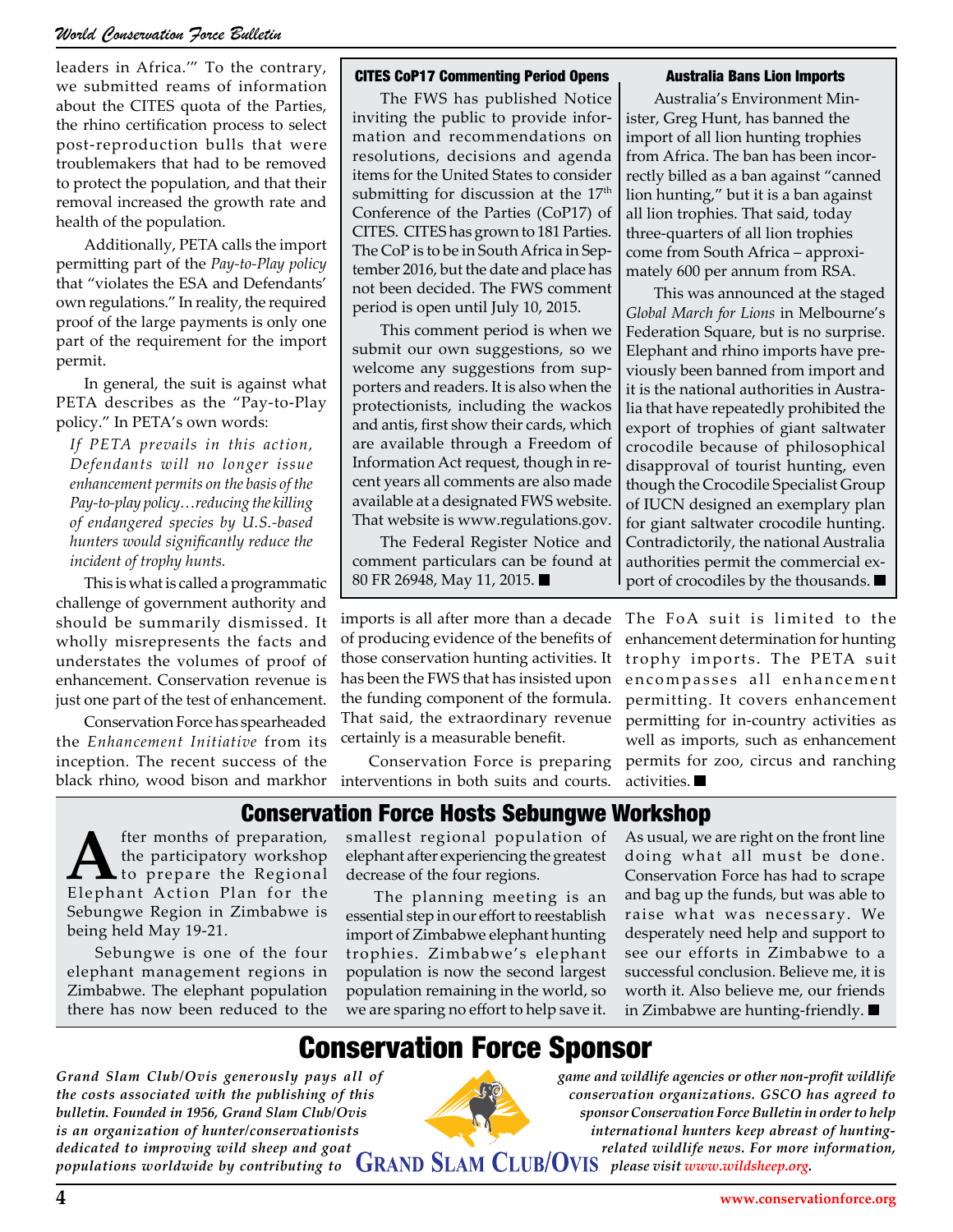leaders in Africa.'" To the contrary, we submitted reams of information about the CITES quota of the Parties, the rhino certification process to select post-reproduction bulls that were troublemakers that had to be removed to protect the population, and that their removal increased the growth rate and health of the population.

Additionally, PETA calls the import permitting part of the *Pay-to-Play policy* that "violates the ESA and Defendants' own regulations." In reality, the required proof of the large payments is only one part of the requirement for the import permit.

In general, the suit is against what PETA describes as the "Pay-to-Play policy." In PETA's own words:

> *If PETA prevails in this action, Defendants will no longer issue enhancement permits on the basis of the Pay-to-play policy…reducing the killing of endangered species by U.S.-based hunters would significantly reduce the incident of trophy hunts.*

This is what is called a programmatic challenge of government authority and should be summarily dismissed. It wholly misrepresents the facts and understates the volumes of proof of enhancement. Conservation revenue is just one part of the test of enhancement.

Conservation Force has spearheaded the *Enhancement Initiative* from its inception. The recent success of the black rhino, wood bison and markhor imports is all after more than a decade of producing evidence of the benefits of those conservation hunting activities. It has been the FWS that has insisted upon the funding component of the formula. That said, the extraordinary revenue certainly is a measurable benefit.

Conservation Force is preparing interventions in both suits and courts. The FoA suit is limited to the enhancement determination for hunting trophy imports. The PETA suit encompasses all enhancement permitting. It covers enhancement permitting for in-country activities as well as imports, such as enhancement permits for zoo, circus and ranching activities. ■

### CITES CoP17 Commenting Period Opens

The FWS has published Notice inviting the public to provide information and recommendations on resolutions, decisions and agenda items for the United States to consider submitting for discussion at the 17th Conference of the Parties (CoP17) of CITES. CITES has grown to 181 Parties. The CoP is to be in South Africa in September 2016, but the date and place has not been decided. The FWS comment period is open until July 10, 2015.

This comment period is when we submit our own suggestions, so we welcome any suggestions from supporters and readers. It is also when the protectionists, including the wackos and antis, first show their cards, which are available through a Freedom of Information Act request, though in recent years all comments are also made available at a designated FWS website. That website is www.regulations.gov.

The Federal Register Notice and comment particulars can be found at 80 FR 26948, May 11, 2015. ■

### Australia Bans Lion Imports

Australia's Environment Minister, Greg Hunt, has banned the import of all lion hunting trophies from Africa. The ban has been incorrectly billed as a ban against "canned lion hunting," but it is a ban against all lion trophies. That said, today three-quarters of all lion trophies come from South Africa – approximately 600 per annum from RSA.

This was announced at the staged *Global March for Lions* in Melbourne's Federation Square, but is no surprise. Elephant and rhino imports have previously been banned from import and it is the national authorities in Australia that have repeatedly prohibited the export of trophies of giant saltwater crocodile because of philosophical disapproval of tourist hunting, even though the Crocodile Specialist Group of IUCN designed an exemplary plan for giant saltwater crocodile hunting. Contradictorily, the national Australia authorities permit the commercial export of crocodiles by the thousands. ■

## Conservation Force Hosts Sebungwe Workshop

After months of preparation, the participatory workshop to prepare the Regional Elephant Action Plan for the Sebungwe Region in Zimbabwe is being held May 19-21.

Sebungwe is one of the four elephant management regions in Zimbabwe. The elephant population there has now been reduced to the smallest regional population of elephant after experiencing the greatest decrease of the four regions.

The planning meeting is an essential step in our effort to reestablish import of Zimbabwe elephant hunting trophies. Zimbabwe's elephant population is now the second largest population remaining in the world, so we are sparing no effort to help save it.

As usual, we are right on the front line doing what all must be done. Conservation Force has had to scrape and bag up the funds, but was able to raise what was necessary. We desperately need help and support to see our efforts in Zimbabwe to a successful conclusion. Believe me, it is worth it. Also believe me, our friends in Zimbabwe are hunting-friendly. ■

## Conservation Force Sponsor

***Grand Slam Club/Ovis generously pays all of the costs associated with the publishing of this bulletin. Founded in 1956, Grand Slam Club/Ovis is an organization of hunter/conservationists dedicated to improving wild sheep and goat populations worldwide by contributing to game and wildlife agencies or other non-profit wildlife conservation organizations. GSCO has agreed to sponsor Conservation Force Bulletin in order to help international hunters keep abreast of hunting-related wildlife news. For more information, please visit www.wildsheep.org.***

GRAND SLAM CLUB/OVIS